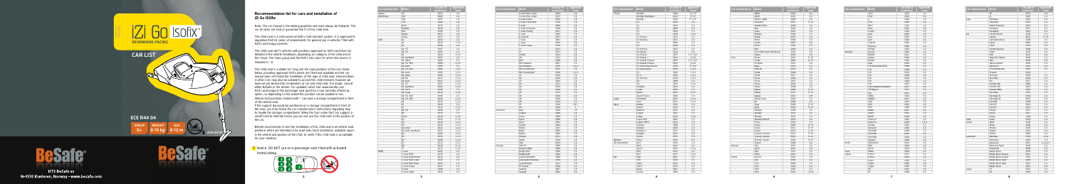# iZi Go Isofix

REARWARD-FACING

CAR LIST

ECE R44 04

| GROUP | WEIGHT | AGE |
|---|---|---|
| 0+ | 0-13 kg | 0-12 m |

BeSafe

HTS BeSafe as
N-3535 Krøderen, Norway - www.besafe.com

## Recommendation list for cars and installation of iZi Go ISOfix

Note: The car manual is the leading guideline and must always be followed. This car list does not limit or guarantee the fit of the child seat.

This child seat is a semi-universal ISOfix child restraint system. It is approved to regulation R44-04 series of amendments for general use in vehicles fitted with ISOfix anchorage systems.

This child seat will fit vehicles with positions approved as ISOfix positions (as detailed in the vehicle handbook), depending on category of the child and of the fixture. The mass group and the ISOfix size class for which this device is intended is : 0.

This child seat is suitable for fixing into the seat positions of the cars listed below, providing approved ISOfix points are fitted and available and the car manual does not forbid the installation of this type of child seat. Seat positions in other cars may also be suitable to accept this child restraint, however we have not yet tested that combination of car and child seat. If in doubt, consult either BeSafe or the retailer. For updated carlist see: www.besafe.com ISOfix anchorage in the passenger seat (position 1) are normally offered as option, so depending on the model this position can be available or not. Vehicle seat positions marked with * can have a storage compartment in front of the vehicle seat.

If the support leg would be positioned on a storage compartment in front of the seat, you must follow the car manufacturer's instructions regarding how to handle the storage compartment. When the floor under the foot support is unsafe or the foot support can not reach the floor, you can not use this child seat in this position of the car.

BeSafe recommends to test the installation of the child seat in all vehicle seat positions which are intended to be used and check installation, available space in the vehicle seat position of the child, to verify if the child seat is acceptable for your situation.

! Notice: DO NOT use on a passenger seat fitted with activated frontal airbag.